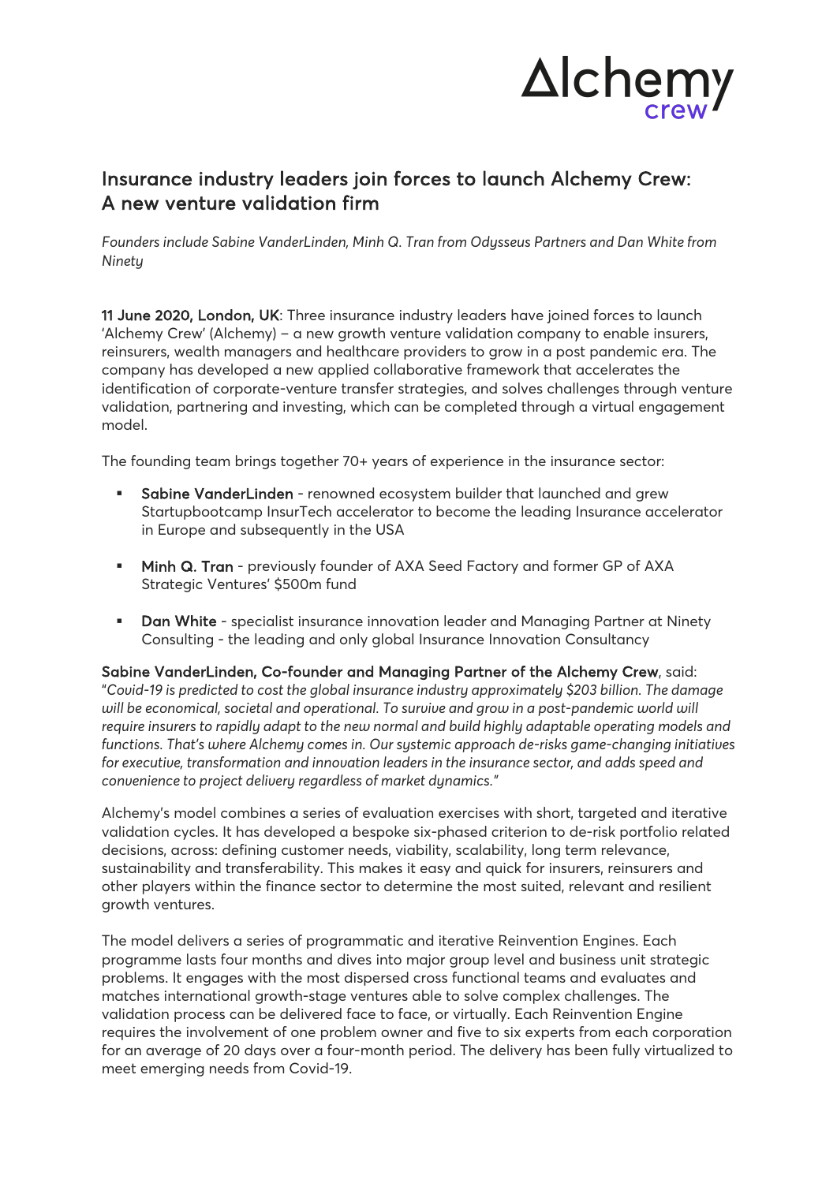# Insurance industry leaders join forces to launch Alchemy Crew: A new venture validation firm

*Founders include Sabine VanderLinden, Minh Q. Tran from Odysseus Partners and Dan White from Ninety*

**11 June 2020, London, UK**: Three insurance industry leaders have joined forces to launch 'Alchemy Crew' (Alchemy) – a new growth venture validation company to enable insurers, reinsurers, wealth managers and healthcare providers to grow in a post pandemic era. The company has developed a new applied collaborative framework that accelerates the identification of corporate-venture transfer strategies, and solves challenges through venture validation, partnering and investing, which can be completed through a virtual engagement model.

The founding team brings together 70+ years of experience in the insurance sector:

- **Sabine VanderLinden** - renowned ecosystem builder that launched and grew Startupbootcamp InsurTech accelerator to become the leading Insurance accelerator in Europe and subsequently in the USA
- **Minh Q. Tran** - previously founder of AXA Seed Factory and former GP of AXA Strategic Ventures' $500m fund
- **Dan White** - specialist insurance innovation leader and Managing Partner at Ninety Consulting - the leading and only global Insurance Innovation Consultancy

**Sabine VanderLinden, Co-founder and Managing Partner of the Alchemy Crew**, said: "*Covid-19 is predicted to cost the global insurance industry approximately $203 billion. The damage will be economical, societal and operational. To survive and grow in a post-pandemic world will require insurers to rapidly adapt to the new normal and build highly adaptable operating models and functions. That's where Alchemy comes in. Our systemic approach de-risks game-changing initiatives for executive, transformation and innovation leaders in the insurance sector, and adds speed and convenience to project delivery regardless of market dynamics.*"

Alchemy's model combines a series of evaluation exercises with short, targeted and iterative validation cycles. It has developed a bespoke six-phased criterion to de-risk portfolio related decisions, across: defining customer needs, viability, scalability, long term relevance, sustainability and transferability. This makes it easy and quick for insurers, reinsurers and other players within the finance sector to determine the most suited, relevant and resilient growth ventures.

The model delivers a series of programmatic and iterative Reinvention Engines. Each programme lasts four months and dives into major group level and business unit strategic problems. It engages with the most dispersed cross functional teams and evaluates and matches international growth-stage ventures able to solve complex challenges. The validation process can be delivered face to face, or virtually. Each Reinvention Engine requires the involvement of one problem owner and five to six experts from each corporation for an average of 20 days over a four-month period. The delivery has been fully virtualized to meet emerging needs from Covid-19.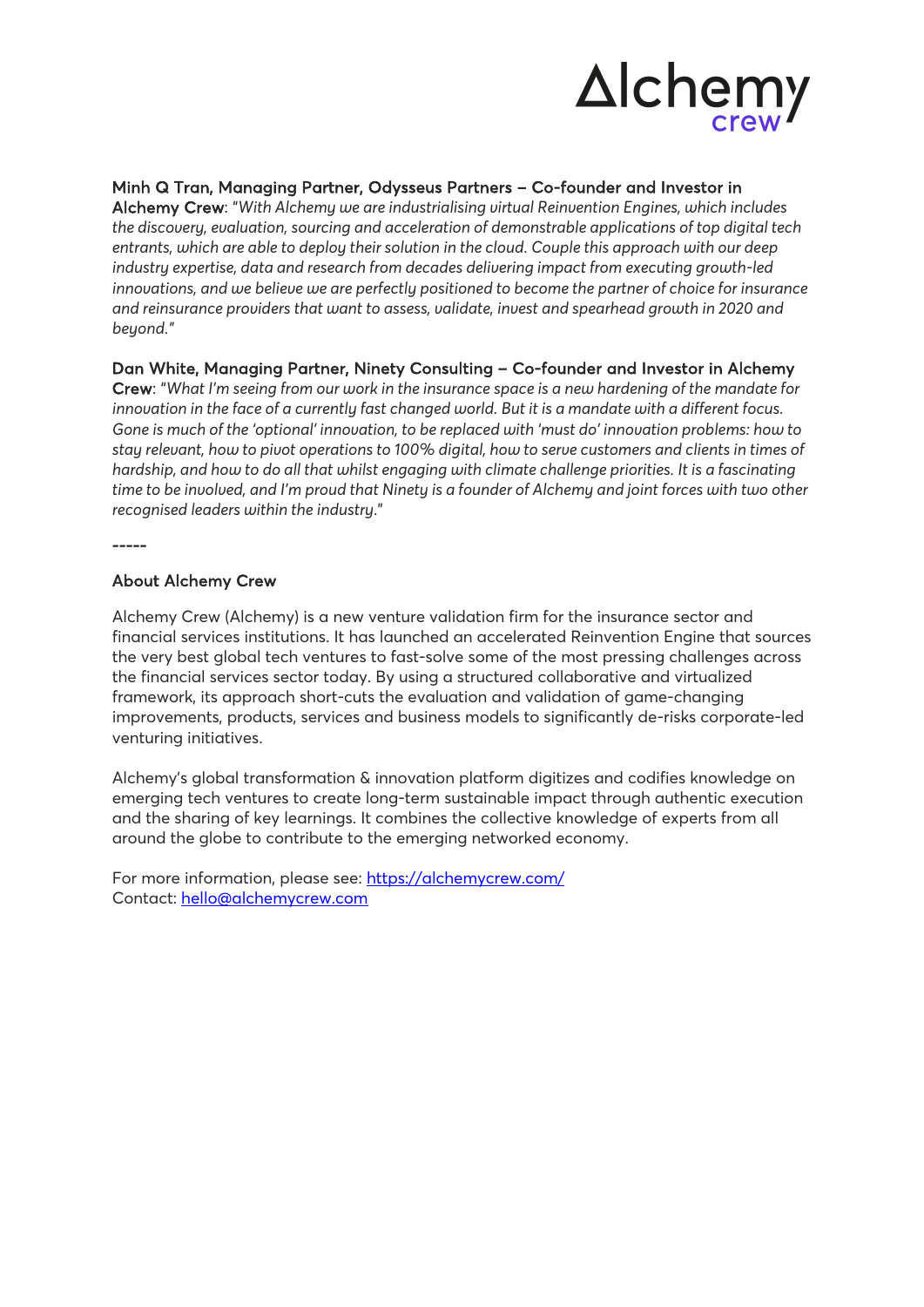**Minh Q Tran, Managing Partner, Odysseus Partners – Co-founder and Investor in Alchemy Crew**: "*With Alchemy we are industrialising virtual Reinvention Engines, which includes the discovery, evaluation, sourcing and acceleration of demonstrable applications of top digital tech entrants, which are able to deploy their solution in the cloud. Couple this approach with our deep industry expertise, data and research from decades delivering impact from executing growth-led innovations, and we believe we are perfectly positioned to become the partner of choice for insurance and reinsurance providers that want to assess, validate, invest and spearhead growth in 2020 and beyond.*"

**Dan White, Managing Partner, Ninety Consulting – Co-founder and Investor in Alchemy Crew**: "*What I'm seeing from our work in the insurance space is a new hardening of the mandate for innovation in the face of a currently fast changed world. But it is a mandate with a different focus. Gone is much of the 'optional' innovation, to be replaced with 'must do' innovation problems: how to stay relevant, how to pivot operations to 100% digital, how to serve customers and clients in times of hardship, and how to do all that whilst engaging with climate challenge priorities. It is a fascinating time to be involved, and I'm proud that Ninety is a founder of Alchemy and joint forces with two other recognised leaders within the industry.*"

-----

**About Alchemy Crew**

Alchemy Crew (Alchemy) is a new venture validation firm for the insurance sector and financial services institutions. It has launched an accelerated Reinvention Engine that sources the very best global tech ventures to fast-solve some of the most pressing challenges across the financial services sector today. By using a structured collaborative and virtualized framework, its approach short-cuts the evaluation and validation of game-changing improvements, products, services and business models to significantly de-risks corporate-led venturing initiatives.

Alchemy's global transformation & innovation platform digitizes and codifies knowledge on emerging tech ventures to create long-term sustainable impact through authentic execution and the sharing of key learnings. It combines the collective knowledge of experts from all around the globe to contribute to the emerging networked economy.

For more information, please see: [https://alchemycrew.com/](https://alchemycrew.com/)
Contact: [hello@alchemycrew.com](mailto:hello@alchemycrew.com)